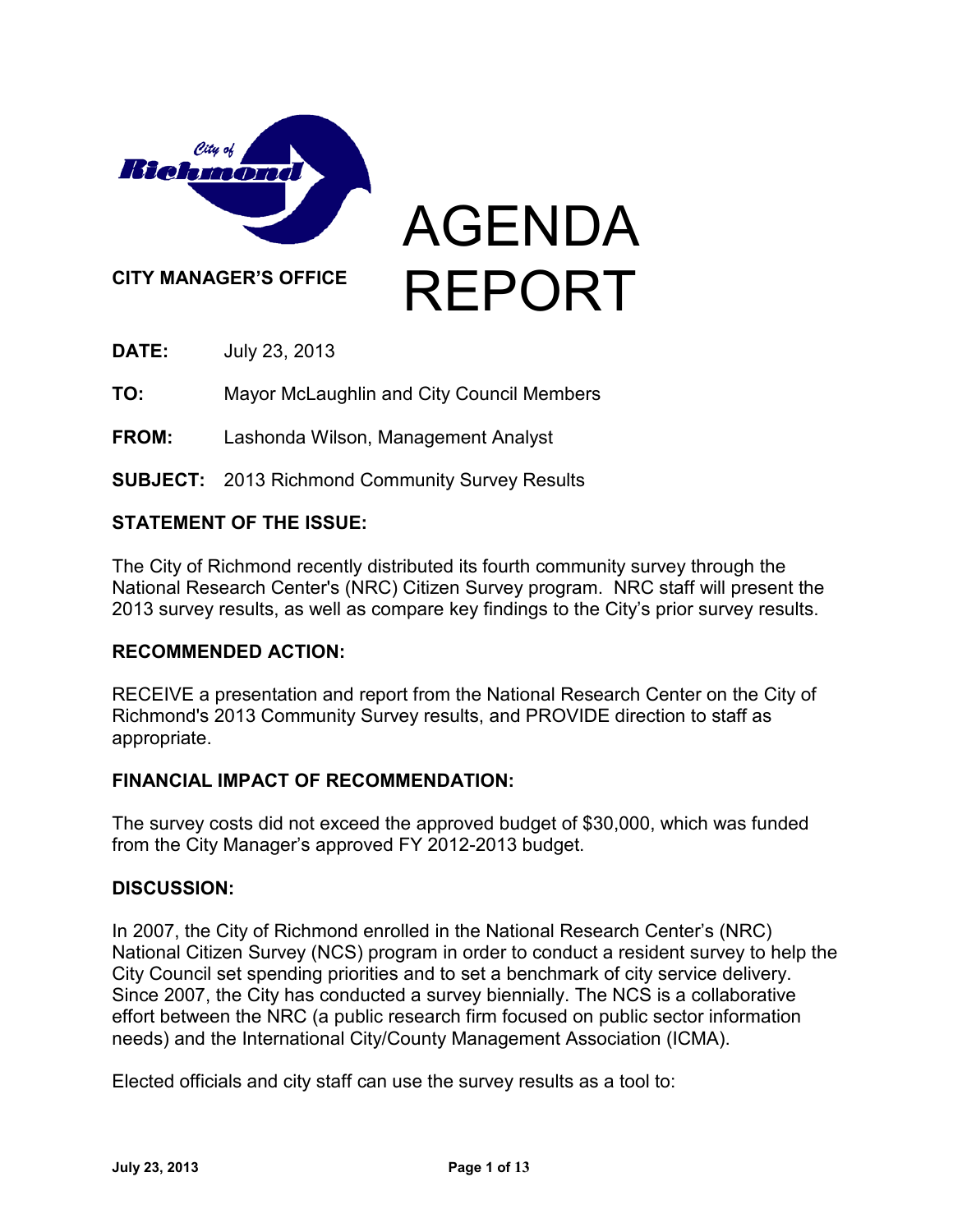**CITY MANAGER'S OFFICE**

# AGENDA REPORT

**DATE:** July 23, 2013

**TO:** Mayor McLaughlin and City Council Members

**FROM:** Lashonda Wilson, Management Analyst

**SUBJECT:** 2013 Richmond Community Survey Results

## STATEMENT OF THE ISSUE:

The City of Richmond recently distributed its fourth community survey through the National Research Center's (NRC) Citizen Survey program. NRC staff will present the 2013 survey results, as well as compare key findings to the City's prior survey results.

## RECOMMENDED ACTION:

RECEIVE a presentation and report from the National Research Center on the City of Richmond's 2013 Community Survey results, and PROVIDE direction to staff as appropriate.

## FINANCIAL IMPACT OF RECOMMENDATION:

The survey costs did not exceed the approved budget of $30,000, which was funded from the City Manager's approved FY 2012-2013 budget.

## DISCUSSION:

In 2007, the City of Richmond enrolled in the National Research Center's (NRC) National Citizen Survey (NCS) program in order to conduct a resident survey to help the City Council set spending priorities and to set a benchmark of city service delivery. Since 2007, the City has conducted a survey biennially. The NCS is a collaborative effort between the NRC (a public research firm focused on public sector information needs) and the International City/County Management Association (ICMA).

Elected officials and city staff can use the survey results as a tool to: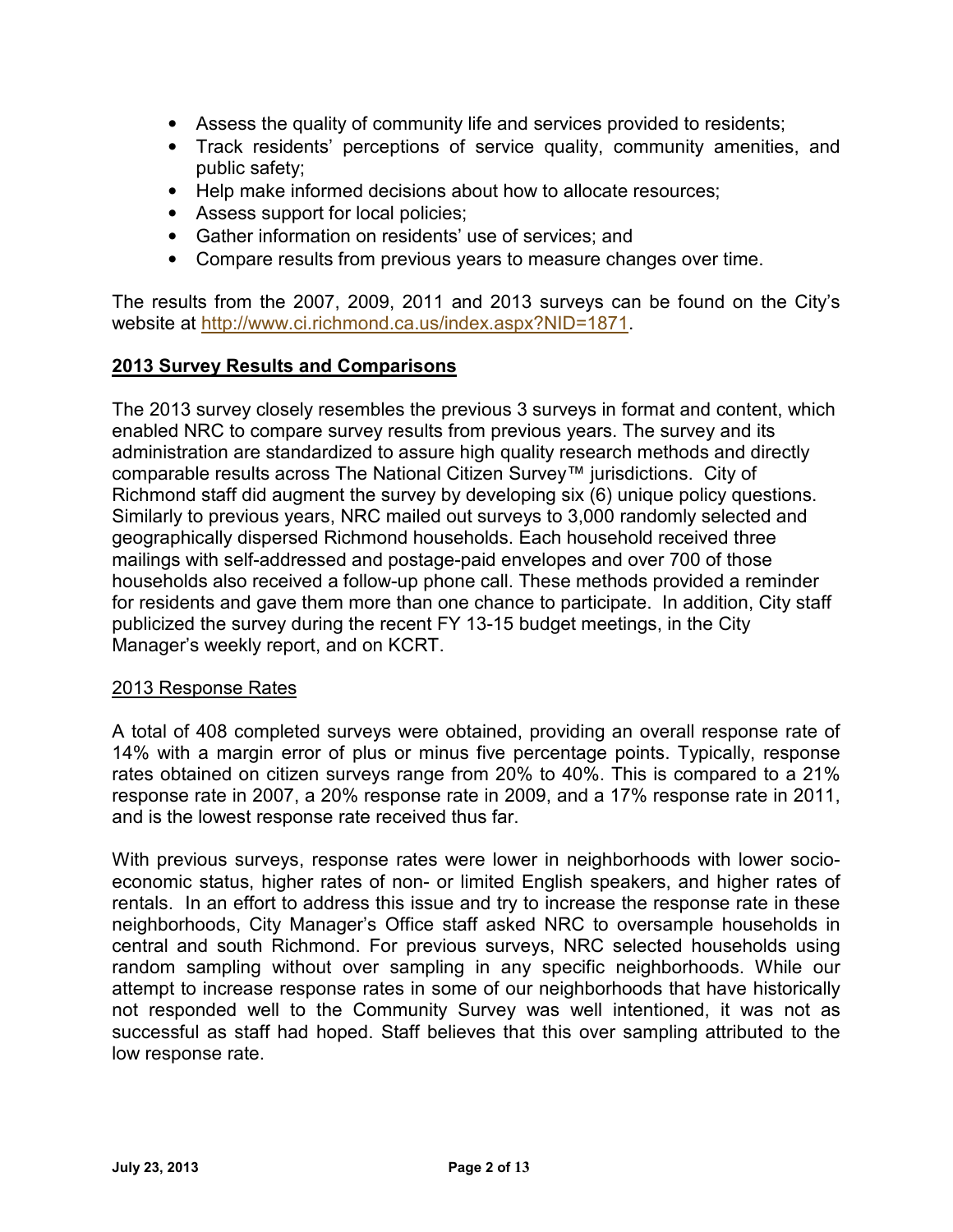- Assess the quality of community life and services provided to residents;
- Track residents' perceptions of service quality, community amenities, and public safety;
- Help make informed decisions about how to allocate resources;
- Assess support for local policies;
- Gather information on residents' use of services; and
- Compare results from previous years to measure changes over time.

The results from the 2007, 2009, 2011 and 2013 surveys can be found on the City's website at [http://www.ci.richmond.ca.us/index.aspx?NID=1871](http://www.ci.richmond.ca.us/index.aspx?NID=1871).

## **2013 Survey Results and Comparisons**

The 2013 survey closely resembles the previous 3 surveys in format and content, which enabled NRC to compare survey results from previous years. The survey and its administration are standardized to assure high quality research methods and directly comparable results across The National Citizen Survey™ jurisdictions. City of Richmond staff did augment the survey by developing six (6) unique policy questions. Similarly to previous years, NRC mailed out surveys to 3,000 randomly selected and geographically dispersed Richmond households. Each household received three mailings with self-addressed and postage-paid envelopes and over 700 of those households also received a follow-up phone call. These methods provided a reminder for residents and gave them more than one chance to participate. In addition, City staff publicized the survey during the recent FY 13-15 budget meetings, in the City Manager's weekly report, and on KCRT.

### 2013 Response Rates

A total of 408 completed surveys were obtained, providing an overall response rate of 14% with a margin error of plus or minus five percentage points. Typically, response rates obtained on citizen surveys range from 20% to 40%. This is compared to a 21% response rate in 2007, a 20% response rate in 2009, and a 17% response rate in 2011, and is the lowest response rate received thus far.

With previous surveys, response rates were lower in neighborhoods with lower socio-economic status, higher rates of non- or limited English speakers, and higher rates of rentals. In an effort to address this issue and try to increase the response rate in these neighborhoods, City Manager's Office staff asked NRC to oversample households in central and south Richmond. For previous surveys, NRC selected households using random sampling without over sampling in any specific neighborhoods. While our attempt to increase response rates in some of our neighborhoods that have historically not responded well to the Community Survey was well intentioned, it was not as successful as staff had hoped. Staff believes that this over sampling attributed to the low response rate.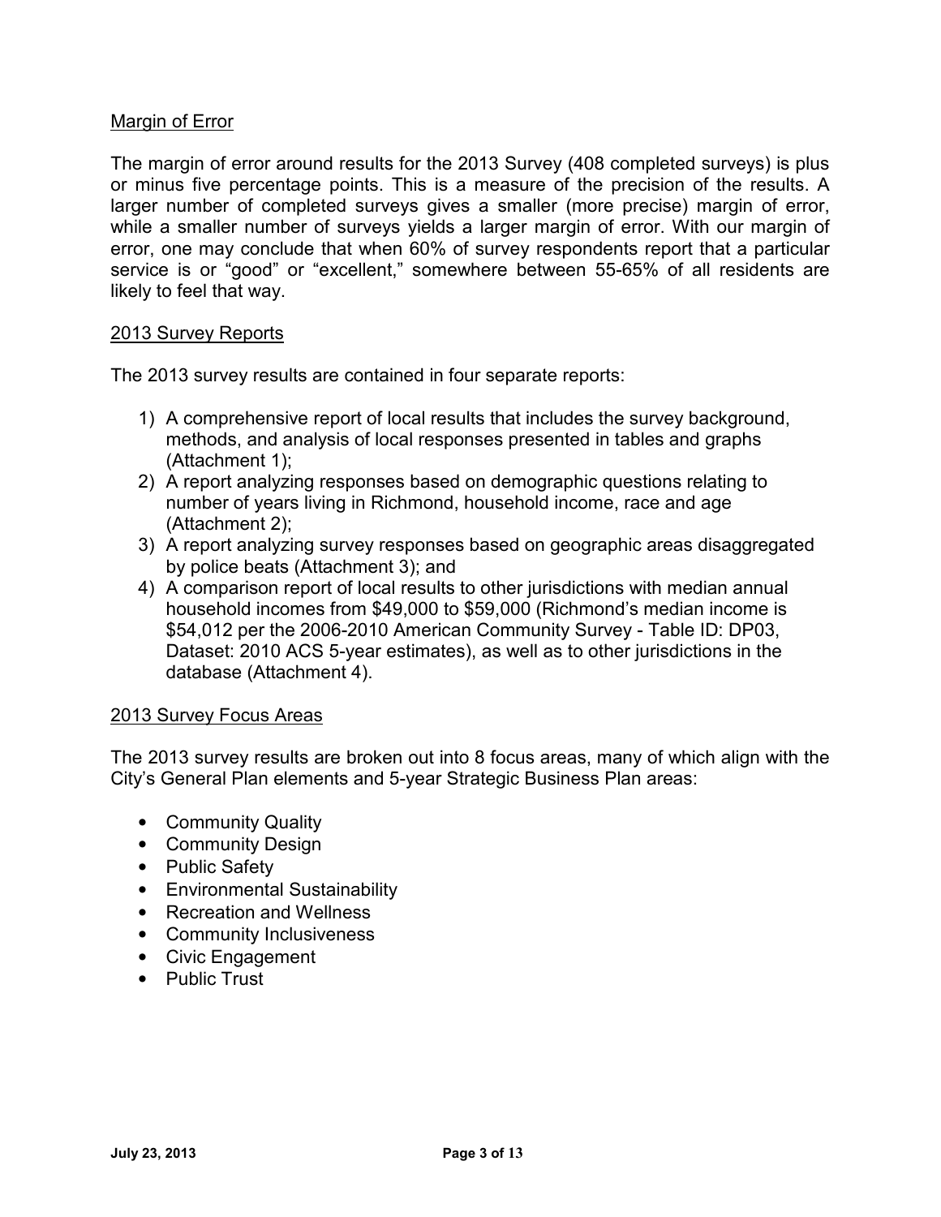## Margin of Error

The margin of error around results for the 2013 Survey (408 completed surveys) is plus or minus five percentage points. This is a measure of the precision of the results. A larger number of completed surveys gives a smaller (more precise) margin of error, while a smaller number of surveys yields a larger margin of error. With our margin of error, one may conclude that when 60% of survey respondents report that a particular service is or "good" or "excellent," somewhere between 55-65% of all residents are likely to feel that way.

## 2013 Survey Reports

The 2013 survey results are contained in four separate reports:

1) A comprehensive report of local results that includes the survey background, methods, and analysis of local responses presented in tables and graphs (Attachment 1);
2) A report analyzing responses based on demographic questions relating to number of years living in Richmond, household income, race and age (Attachment 2);
3) A report analyzing survey responses based on geographic areas disaggregated by police beats (Attachment 3); and
4) A comparison report of local results to other jurisdictions with median annual household incomes from $49,000 to $59,000 (Richmond's median income is $54,012 per the 2006-2010 American Community Survey - Table ID: DP03, Dataset: 2010 ACS 5-year estimates), as well as to other jurisdictions in the database (Attachment 4).

## 2013 Survey Focus Areas

The 2013 survey results are broken out into 8 focus areas, many of which align with the City's General Plan elements and 5-year Strategic Business Plan areas:

- Community Quality
- Community Design
- Public Safety
- Environmental Sustainability
- Recreation and Wellness
- Community Inclusiveness
- Civic Engagement
- Public Trust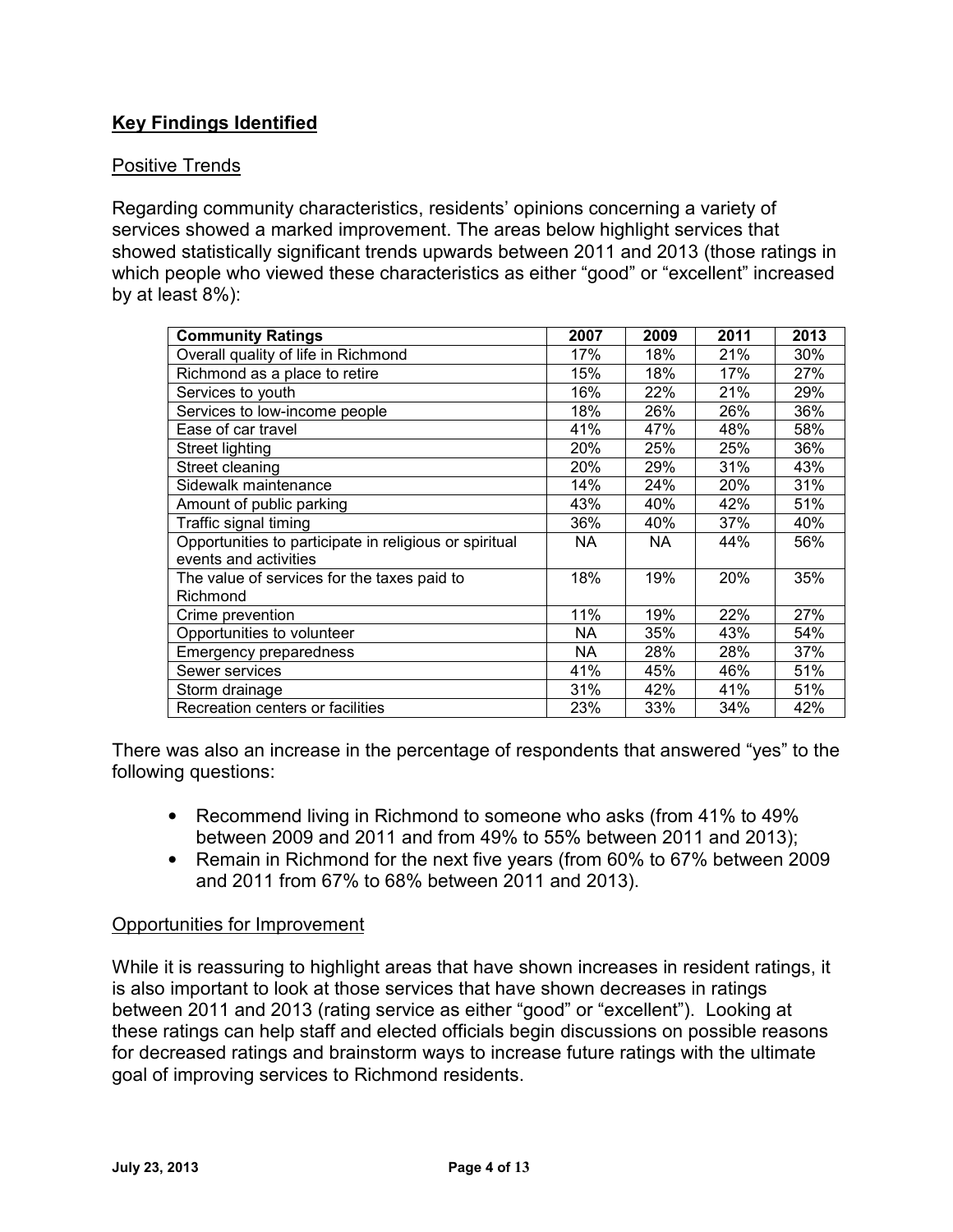## **Key Findings Identified**

### Positive Trends

Regarding community characteristics, residents' opinions concerning a variety of services showed a marked improvement. The areas below highlight services that showed statistically significant trends upwards between 2011 and 2013 (those ratings in which people who viewed these characteristics as either "good" or "excellent" increased by at least 8%):

| Community Ratings | 2007 | 2009 | 2011 | 2013 |
|---|---|---|---|---|
| Overall quality of life in Richmond | 17% | 18% | 21% | 30% |
| Richmond as a place to retire | 15% | 18% | 17% | 27% |
| Services to youth | 16% | 22% | 21% | 29% |
| Services to low-income people | 18% | 26% | 26% | 36% |
| Ease of car travel | 41% | 47% | 48% | 58% |
| Street lighting | 20% | 25% | 25% | 36% |
| Street cleaning | 20% | 29% | 31% | 43% |
| Sidewalk maintenance | 14% | 24% | 20% | 31% |
| Amount of public parking | 43% | 40% | 42% | 51% |
| Traffic signal timing | 36% | 40% | 37% | 40% |
| Opportunities to participate in religious or spiritual events and activities | NA | NA | 44% | 56% |
| The value of services for the taxes paid to Richmond | 18% | 19% | 20% | 35% |
| Crime prevention | 11% | 19% | 22% | 27% |
| Opportunities to volunteer | NA | 35% | 43% | 54% |
| Emergency preparedness | NA | 28% | 28% | 37% |
| Sewer services | 41% | 45% | 46% | 51% |
| Storm drainage | 31% | 42% | 41% | 51% |
| Recreation centers or facilities | 23% | 33% | 34% | 42% |

There was also an increase in the percentage of respondents that answered "yes" to the following questions:

- Recommend living in Richmond to someone who asks (from 41% to 49% between 2009 and 2011 and from 49% to 55% between 2011 and 2013);
- Remain in Richmond for the next five years (from 60% to 67% between 2009 and 2011 from 67% to 68% between 2011 and 2013).

### Opportunities for Improvement

While it is reassuring to highlight areas that have shown increases in resident ratings, it is also important to look at those services that have shown decreases in ratings between 2011 and 2013 (rating service as either "good" or "excellent"). Looking at these ratings can help staff and elected officials begin discussions on possible reasons for decreased ratings and brainstorm ways to increase future ratings with the ultimate goal of improving services to Richmond residents.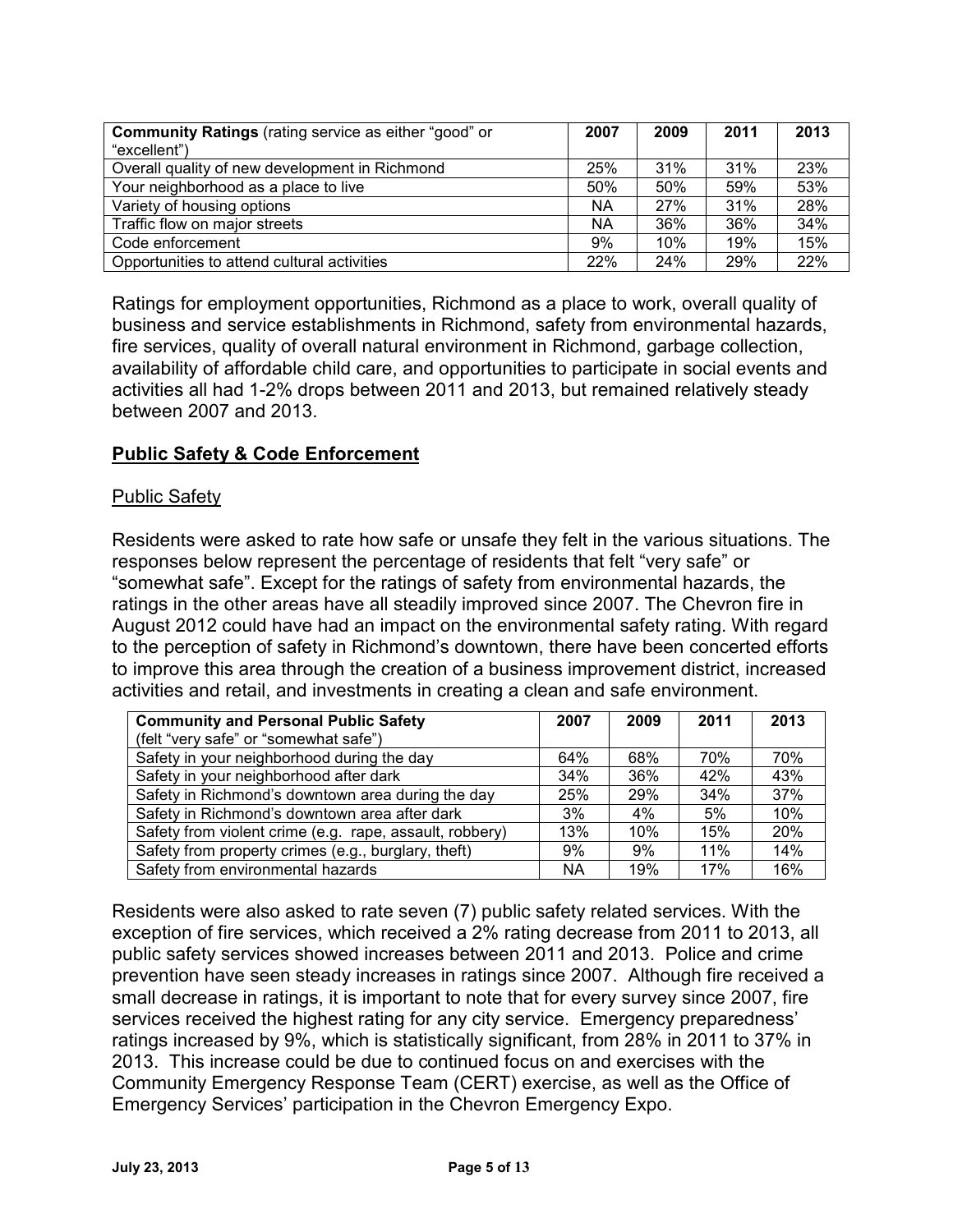| **Community Ratings** (rating service as either "good" or "excellent") | **2007** | **2009** | **2011** | **2013** |
|---|---|---|---|---|
| Overall quality of new development in Richmond | 25% | 31% | 31% | 23% |
| Your neighborhood as a place to live | 50% | 50% | 59% | 53% |
| Variety of housing options | NA | 27% | 31% | 28% |
| Traffic flow on major streets | NA | 36% | 36% | 34% |
| Code enforcement | 9% | 10% | 19% | 15% |
| Opportunities to attend cultural activities | 22% | 24% | 29% | 22% |

Ratings for employment opportunities, Richmond as a place to work, overall quality of business and service establishments in Richmond, safety from environmental hazards, fire services, quality of overall natural environment in Richmond, garbage collection, availability of affordable child care, and opportunities to participate in social events and activities all had 1-2% drops between 2011 and 2013, but remained relatively steady between 2007 and 2013.

## Public Safety & Code Enforcement

### Public Safety

Residents were asked to rate how safe or unsafe they felt in the various situations. The responses below represent the percentage of residents that felt "very safe" or "somewhat safe". Except for the ratings of safety from environmental hazards, the ratings in the other areas have all steadily improved since 2007. The Chevron fire in August 2012 could have had an impact on the environmental safety rating. With regard to the perception of safety in Richmond's downtown, there have been concerted efforts to improve this area through the creation of a business improvement district, increased activities and retail, and investments in creating a clean and safe environment.

| **Community and Personal Public Safety** (felt "very safe" or "somewhat safe") | **2007** | **2009** | **2011** | **2013** |
|---|---|---|---|---|
| Safety in your neighborhood during the day | 64% | 68% | 70% | 70% |
| Safety in your neighborhood after dark | 34% | 36% | 42% | 43% |
| Safety in Richmond's downtown area during the day | 25% | 29% | 34% | 37% |
| Safety in Richmond's downtown area after dark | 3% | 4% | 5% | 10% |
| Safety from violent crime (e.g. rape, assault, robbery) | 13% | 10% | 15% | 20% |
| Safety from property crimes (e.g., burglary, theft) | 9% | 9% | 11% | 14% |
| Safety from environmental hazards | NA | 19% | 17% | 16% |

Residents were also asked to rate seven (7) public safety related services. With the exception of fire services, which received a 2% rating decrease from 2011 to 2013, all public safety services showed increases between 2011 and 2013. Police and crime prevention have seen steady increases in ratings since 2007. Although fire received a small decrease in ratings, it is important to note that for every survey since 2007, fire services received the highest rating for any city service. Emergency preparedness' ratings increased by 9%, which is statistically significant, from 28% in 2011 to 37% in 2013. This increase could be due to continued focus on and exercises with the Community Emergency Response Team (CERT) exercise, as well as the Office of Emergency Services' participation in the Chevron Emergency Expo.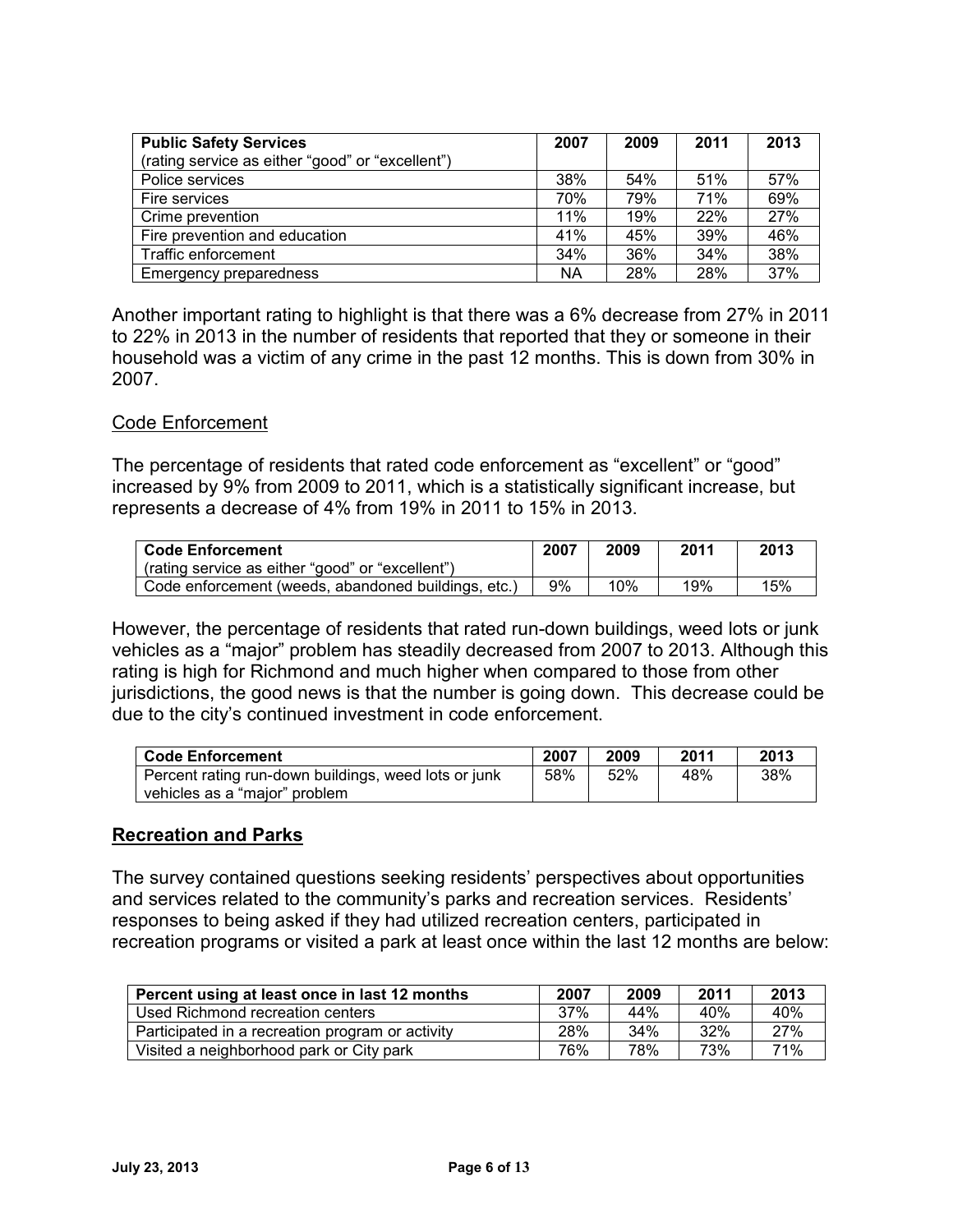| **Public Safety Services** (rating service as either "good" or "excellent") | 2007 | 2009 | 2011 | 2013 |
|---|---|---|---|---|
| Police services | 38% | 54% | 51% | 57% |
| Fire services | 70% | 79% | 71% | 69% |
| Crime prevention | 11% | 19% | 22% | 27% |
| Fire prevention and education | 41% | 45% | 39% | 46% |
| Traffic enforcement | 34% | 36% | 34% | 38% |
| Emergency preparedness | NA | 28% | 28% | 37% |

Another important rating to highlight is that there was a 6% decrease from 27% in 2011 to 22% in 2013 in the number of residents that reported that they or someone in their household was a victim of any crime in the past 12 months. This is down from 30% in 2007.

Code Enforcement

The percentage of residents that rated code enforcement as "excellent" or "good" increased by 9% from 2009 to 2011, which is a statistically significant increase, but represents a decrease of 4% from 19% in 2011 to 15% in 2013.

| **Code Enforcement** (rating service as either "good" or "excellent") | 2007 | 2009 | 2011 | 2013 |
|---|---|---|---|---|
| Code enforcement (weeds, abandoned buildings, etc.) | 9% | 10% | 19% | 15% |

However, the percentage of residents that rated run-down buildings, weed lots or junk vehicles as a "major" problem has steadily decreased from 2007 to 2013. Although this rating is high for Richmond and much higher when compared to those from other jurisdictions, the good news is that the number is going down. This decrease could be due to the city's continued investment in code enforcement.

| **Code Enforcement** | 2007 | 2009 | 2011 | 2013 |
|---|---|---|---|---|
| Percent rating run-down buildings, weed lots or junk vehicles as a "major" problem | 58% | 52% | 48% | 38% |

## Recreation and Parks

The survey contained questions seeking residents' perspectives about opportunities and services related to the community's parks and recreation services. Residents' responses to being asked if they had utilized recreation centers, participated in recreation programs or visited a park at least once within the last 12 months are below:

| **Percent using at least once in last 12 months** | 2007 | 2009 | 2011 | 2013 |
|---|---|---|---|---|
| Used Richmond recreation centers | 37% | 44% | 40% | 40% |
| Participated in a recreation program or activity | 28% | 34% | 32% | 27% |
| Visited a neighborhood park or City park | 76% | 78% | 73% | 71% |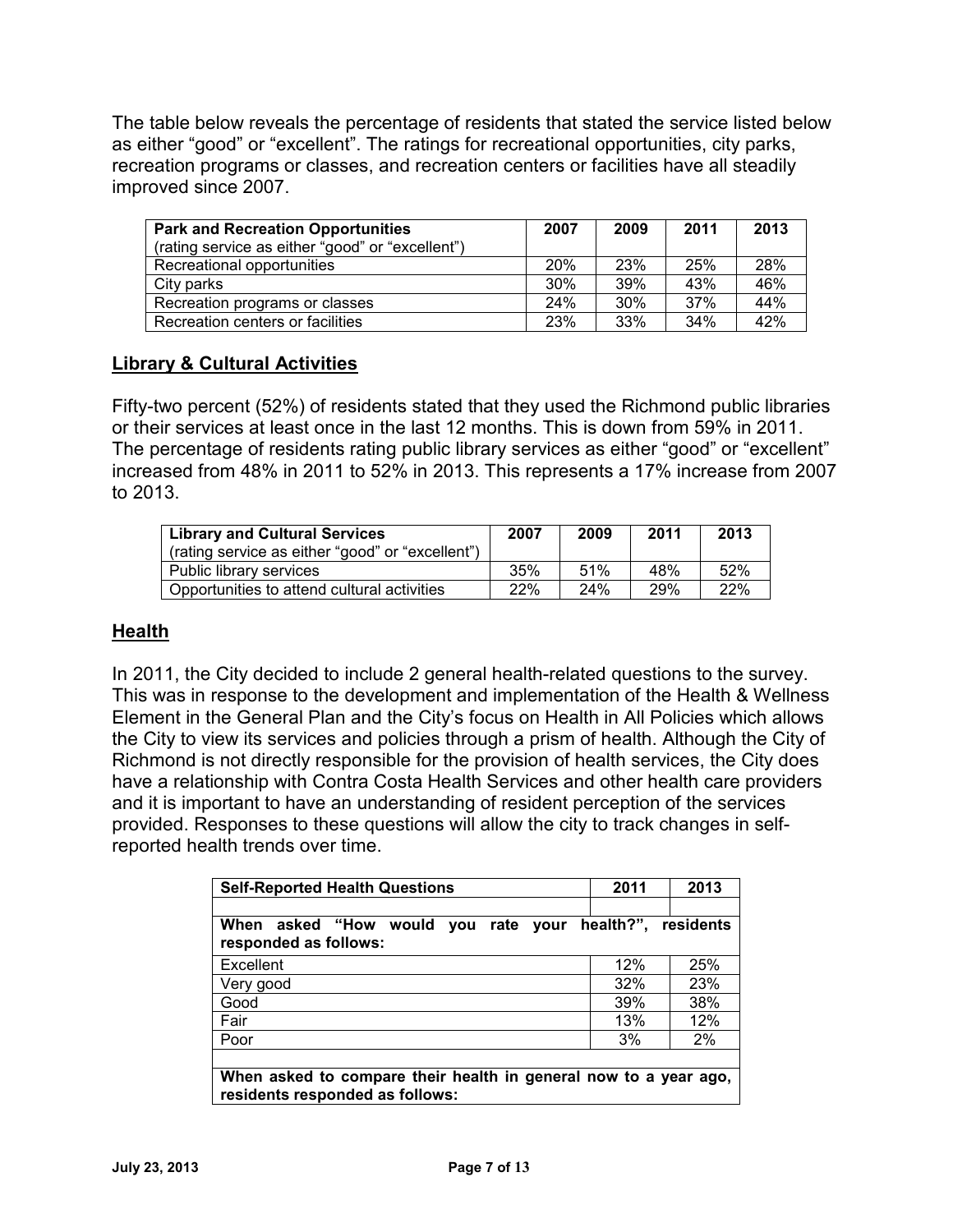The table below reveals the percentage of residents that stated the service listed below as either "good" or "excellent". The ratings for recreational opportunities, city parks, recreation programs or classes, and recreation centers or facilities have all steadily improved since 2007.

| **Park and Recreation Opportunities** (rating service as either "good" or "excellent") | **2007** | **2009** | **2011** | **2013** |
|---|---|---|---|---|
| Recreational opportunities | 20% | 23% | 25% | 28% |
| City parks | 30% | 39% | 43% | 46% |
| Recreation programs or classes | 24% | 30% | 37% | 44% |
| Recreation centers or facilities | 23% | 33% | 34% | 42% |

## Library & Cultural Activities

Fifty-two percent (52%) of residents stated that they used the Richmond public libraries or their services at least once in the last 12 months. This is down from 59% in 2011. The percentage of residents rating public library services as either "good" or "excellent" increased from 48% in 2011 to 52% in 2013. This represents a 17% increase from 2007 to 2013.

| **Library and Cultural Services** (rating service as either "good" or "excellent") | **2007** | **2009** | **2011** | **2013** |
|---|---|---|---|---|
| Public library services | 35% | 51% | 48% | 52% |
| Opportunities to attend cultural activities | 22% | 24% | 29% | 22% |

## Health

In 2011, the City decided to include 2 general health-related questions to the survey. This was in response to the development and implementation of the Health & Wellness Element in the General Plan and the City's focus on Health in All Policies which allows the City to view its services and policies through a prism of health. Although the City of Richmond is not directly responsible for the provision of health services, the City does have a relationship with Contra Costa Health Services and other health care providers and it is important to have an understanding of resident perception of the services provided. Responses to these questions will allow the city to track changes in self-reported health trends over time.

| **Self-Reported Health Questions** | **2011** | **2013** |
|---|---|---|
| | | |
| **When asked "How would you rate your health?", residents responded as follows:** | | |
| Excellent | 12% | 25% |
| Very good | 32% | 23% |
| Good | 39% | 38% |
| Fair | 13% | 12% |
| Poor | 3% | 2% |
| | | |
| **When asked to compare their health in general now to a year ago, residents responded as follows:** | | |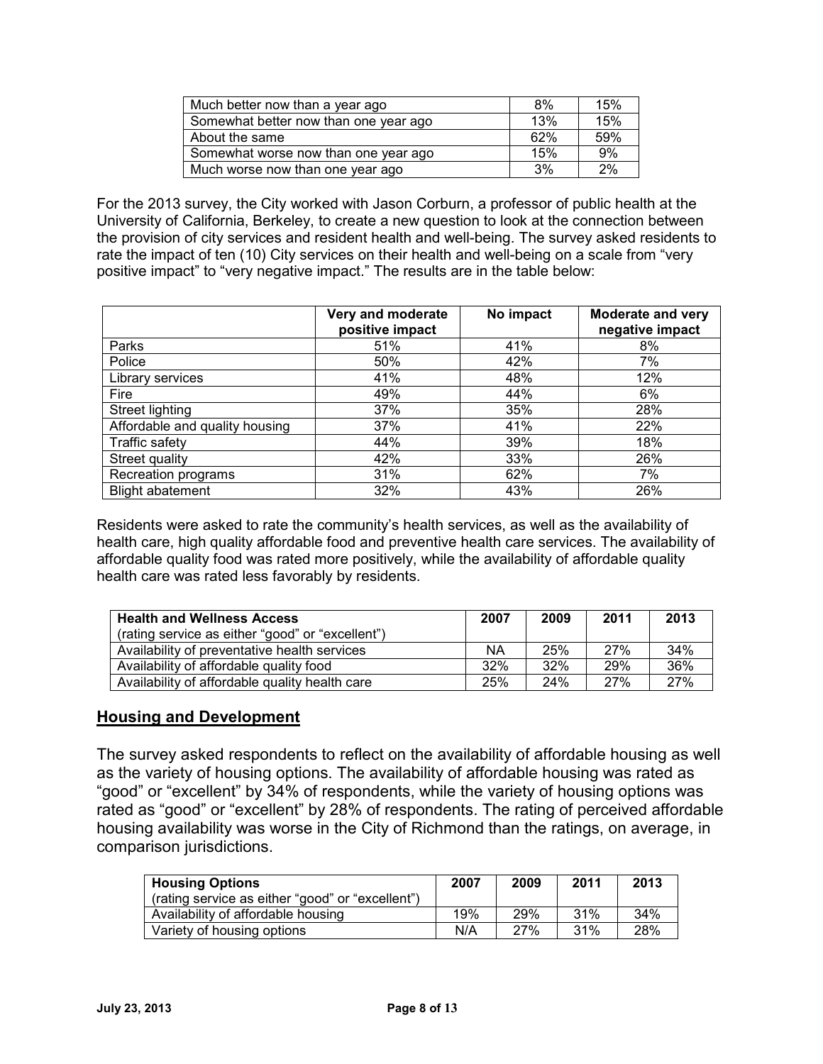| | | |
|---|---|---|
| Much better now than a year ago | 8% | 15% |
| Somewhat better now than one year ago | 13% | 15% |
| About the same | 62% | 59% |
| Somewhat worse now than one year ago | 15% | 9% |
| Much worse now than one year ago | 3% | 2% |

For the 2013 survey, the City worked with Jason Corburn, a professor of public health at the University of California, Berkeley, to create a new question to look at the connection between the provision of city services and resident health and well-being. The survey asked residents to rate the impact of ten (10) City services on their health and well-being on a scale from "very positive impact" to "very negative impact." The results are in the table below:

| | Very and moderate positive impact | No impact | Moderate and very negative impact |
|---|---|---|---|
| Parks | 51% | 41% | 8% |
| Police | 50% | 42% | 7% |
| Library services | 41% | 48% | 12% |
| Fire | 49% | 44% | 6% |
| Street lighting | 37% | 35% | 28% |
| Affordable and quality housing | 37% | 41% | 22% |
| Traffic safety | 44% | 39% | 18% |
| Street quality | 42% | 33% | 26% |
| Recreation programs | 31% | 62% | 7% |
| Blight abatement | 32% | 43% | 26% |

Residents were asked to rate the community's health services, as well as the availability of health care, high quality affordable food and preventive health care services. The availability of affordable quality food was rated more positively, while the availability of affordable quality health care was rated less favorably by residents.

| **Health and Wellness Access** (rating service as either "good" or "excellent") | 2007 | 2009 | 2011 | 2013 |
|---|---|---|---|---|
| Availability of preventative health services | NA | 25% | 27% | 34% |
| Availability of affordable quality food | 32% | 32% | 29% | 36% |
| Availability of affordable quality health care | 25% | 24% | 27% | 27% |

## Housing and Development

The survey asked respondents to reflect on the availability of affordable housing as well as the variety of housing options. The availability of affordable housing was rated as "good" or "excellent" by 34% of respondents, while the variety of housing options was rated as "good" or "excellent" by 28% of respondents. The rating of perceived affordable housing availability was worse in the City of Richmond than the ratings, on average, in comparison jurisdictions.

| **Housing Options** (rating service as either "good" or "excellent") | 2007 | 2009 | 2011 | 2013 |
|---|---|---|---|---|
| Availability of affordable housing | 19% | 29% | 31% | 34% |
| Variety of housing options | N/A | 27% | 31% | 28% |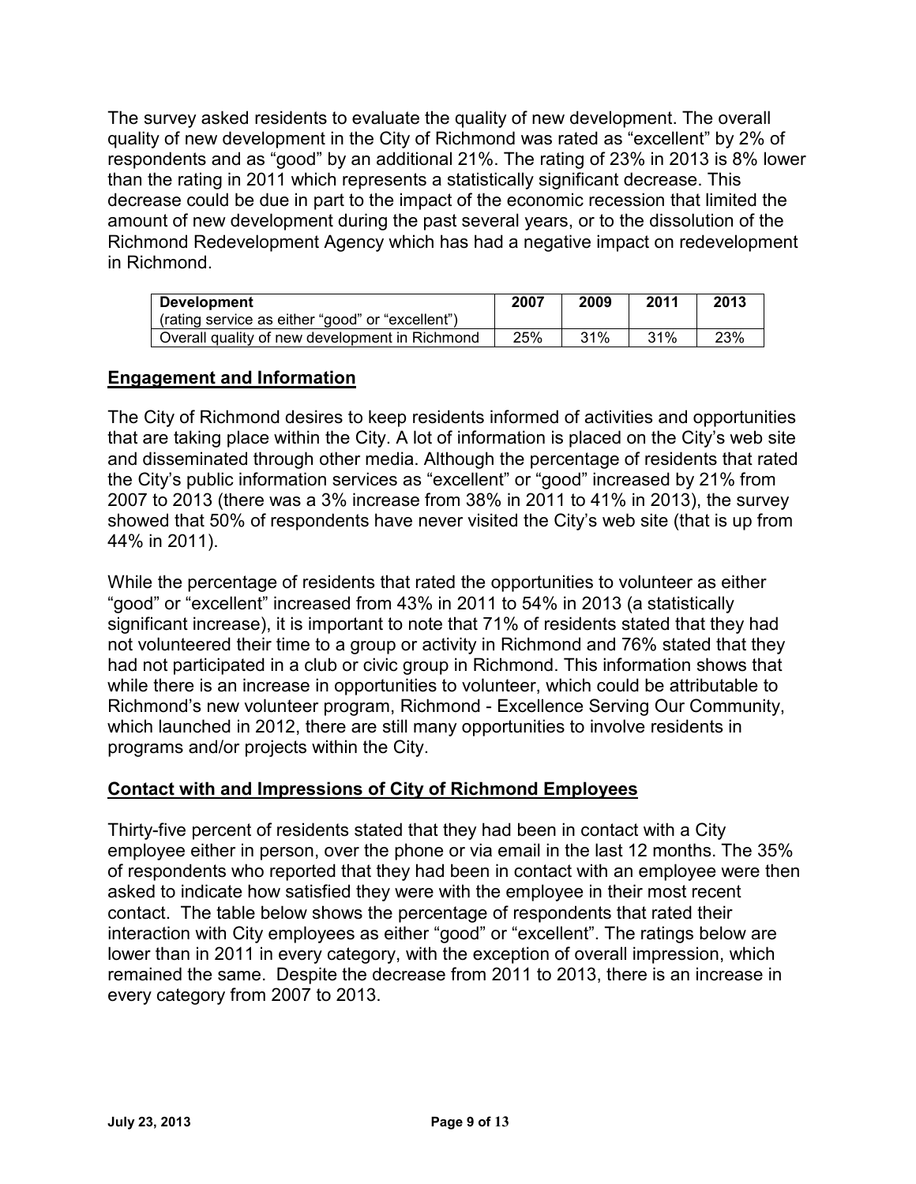The survey asked residents to evaluate the quality of new development. The overall quality of new development in the City of Richmond was rated as "excellent" by 2% of respondents and as "good" by an additional 21%. The rating of 23% in 2013 is 8% lower than the rating in 2011 which represents a statistically significant decrease. This decrease could be due in part to the impact of the economic recession that limited the amount of new development during the past several years, or to the dissolution of the Richmond Redevelopment Agency which has had a negative impact on redevelopment in Richmond.

| **Development** (rating service as either "good" or "excellent") | **2007** | **2009** | **2011** | **2013** |
|---|---|---|---|---|
| Overall quality of new development in Richmond | 25% | 31% | 31% | 23% |

## Engagement and Information

The City of Richmond desires to keep residents informed of activities and opportunities that are taking place within the City. A lot of information is placed on the City's web site and disseminated through other media. Although the percentage of residents that rated the City's public information services as "excellent" or "good" increased by 21% from 2007 to 2013 (there was a 3% increase from 38% in 2011 to 41% in 2013), the survey showed that 50% of respondents have never visited the City's web site (that is up from 44% in 2011).

While the percentage of residents that rated the opportunities to volunteer as either "good" or "excellent" increased from 43% in 2011 to 54% in 2013 (a statistically significant increase), it is important to note that 71% of residents stated that they had not volunteered their time to a group or activity in Richmond and 76% stated that they had not participated in a club or civic group in Richmond. This information shows that while there is an increase in opportunities to volunteer, which could be attributable to Richmond's new volunteer program, Richmond - Excellence Serving Our Community, which launched in 2012, there are still many opportunities to involve residents in programs and/or projects within the City.

## Contact with and Impressions of City of Richmond Employees

Thirty-five percent of residents stated that they had been in contact with a City employee either in person, over the phone or via email in the last 12 months. The 35% of respondents who reported that they had been in contact with an employee were then asked to indicate how satisfied they were with the employee in their most recent contact. The table below shows the percentage of respondents that rated their interaction with City employees as either "good" or "excellent". The ratings below are lower than in 2011 in every category, with the exception of overall impression, which remained the same. Despite the decrease from 2011 to 2013, there is an increase in every category from 2007 to 2013.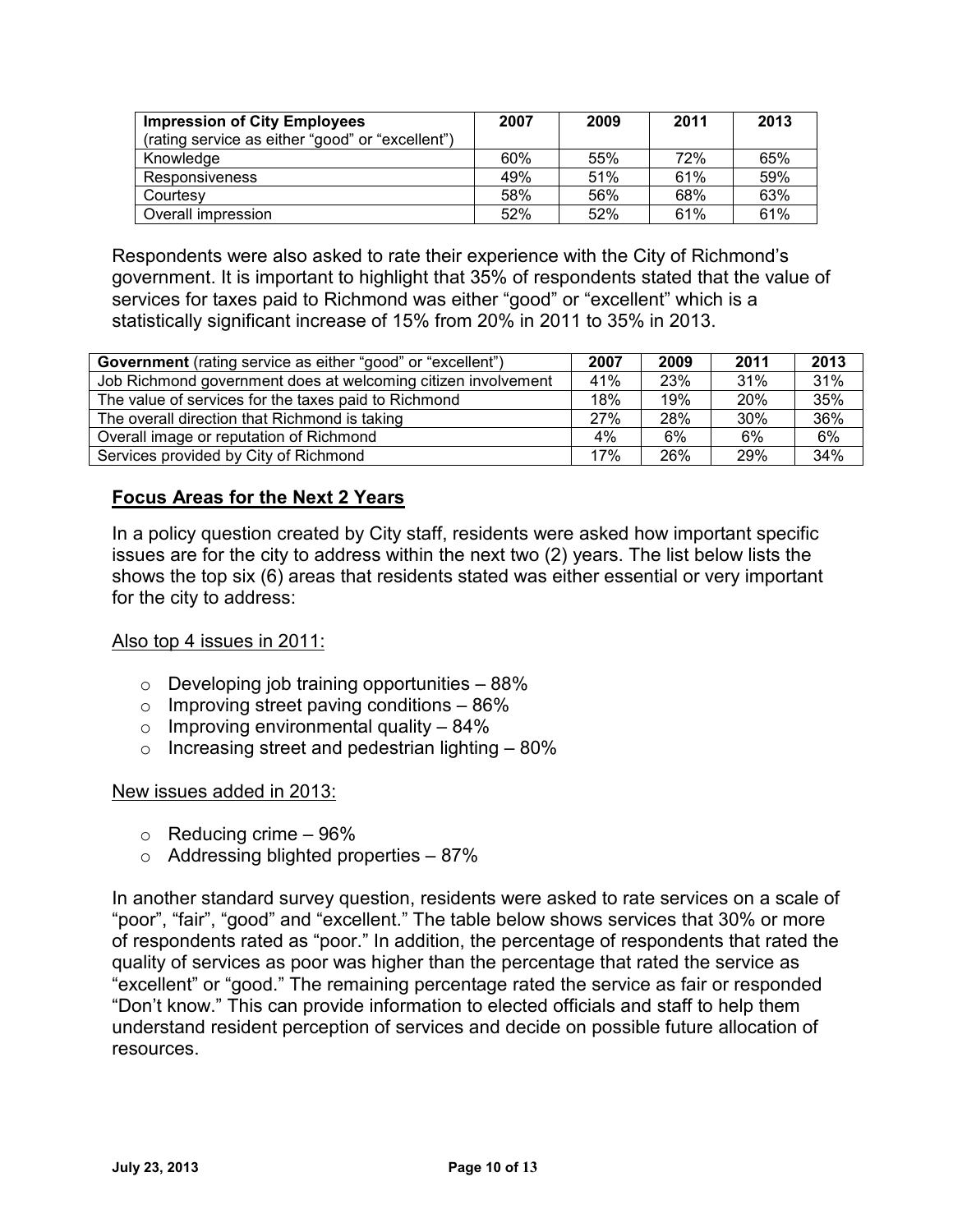| **Impression of City Employees** (rating service as either "good" or "excellent") | **2007** | **2009** | **2011** | **2013** |
|---|---|---|---|---|
| Knowledge | 60% | 55% | 72% | 65% |
| Responsiveness | 49% | 51% | 61% | 59% |
| Courtesy | 58% | 56% | 68% | 63% |
| Overall impression | 52% | 52% | 61% | 61% |

Respondents were also asked to rate their experience with the City of Richmond's government. It is important to highlight that 35% of respondents stated that the value of services for taxes paid to Richmond was either "good" or "excellent" which is a statistically significant increase of 15% from 20% in 2011 to 35% in 2013.

| **Government** (rating service as either "good" or "excellent") | **2007** | **2009** | **2011** | **2013** |
|---|---|---|---|---|
| Job Richmond government does at welcoming citizen involvement | 41% | 23% | 31% | 31% |
| The value of services for the taxes paid to Richmond | 18% | 19% | 20% | 35% |
| The overall direction that Richmond is taking | 27% | 28% | 30% | 36% |
| Overall image or reputation of Richmond | 4% | 6% | 6% | 6% |
| Services provided by City of Richmond | 17% | 26% | 29% | 34% |

## Focus Areas for the Next 2 Years

In a policy question created by City staff, residents were asked how important specific issues are for the city to address within the next two (2) years. The list below lists the shows the top six (6) areas that residents stated was either essential or very important for the city to address:

Also top 4 issues in 2011:

- Developing job training opportunities – 88%
- Improving street paving conditions – 86%
- Improving environmental quality – 84%
- Increasing street and pedestrian lighting – 80%

New issues added in 2013:

- Reducing crime – 96%
- Addressing blighted properties – 87%

In another standard survey question, residents were asked to rate services on a scale of "poor", "fair", "good" and "excellent." The table below shows services that 30% or more of respondents rated as "poor." In addition, the percentage of respondents that rated the quality of services as poor was higher than the percentage that rated the service as "excellent" or "good." The remaining percentage rated the service as fair or responded "Don't know." This can provide information to elected officials and staff to help them understand resident perception of services and decide on possible future allocation of resources.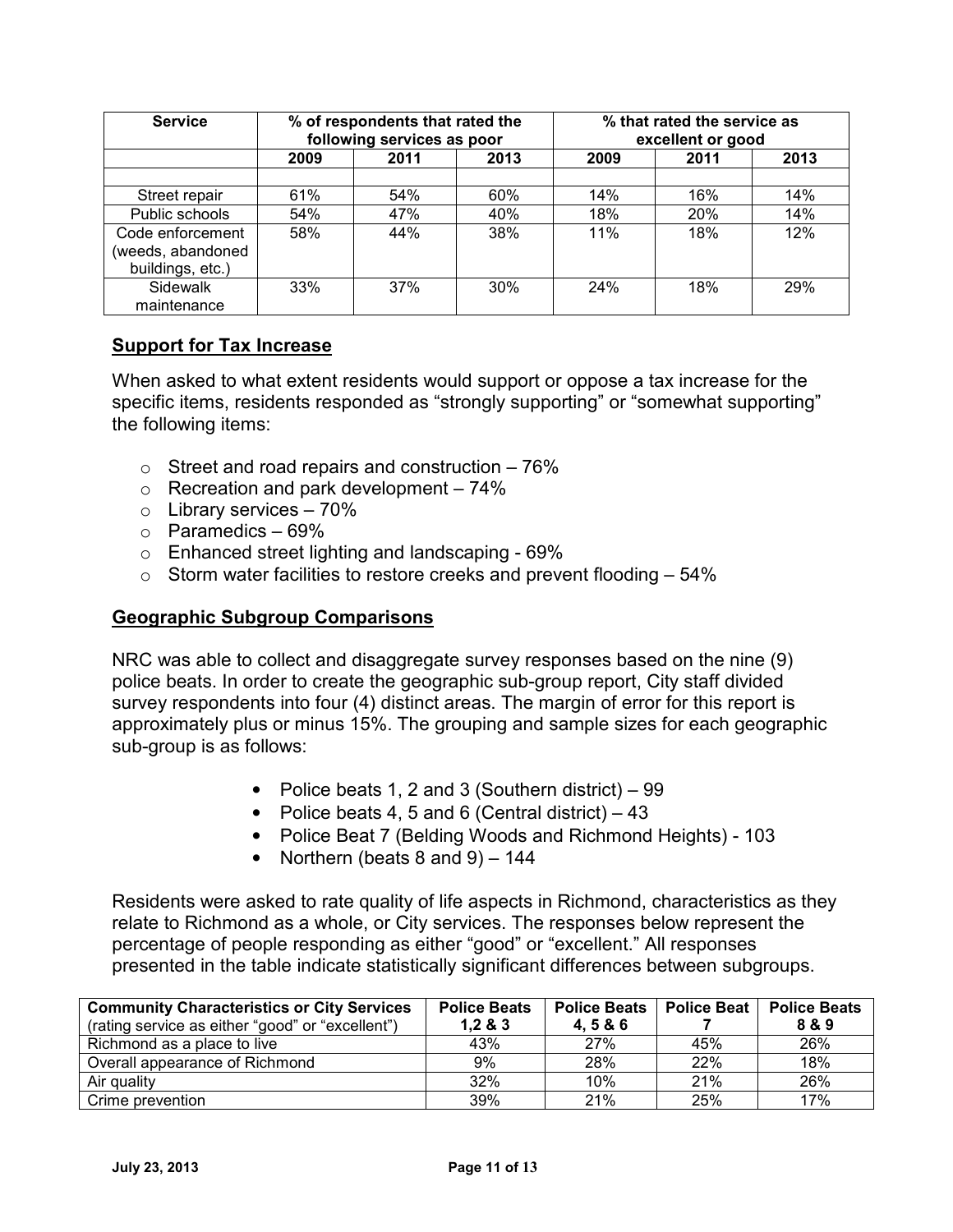| Service | % of respondents that rated the following services as poor | | | % that rated the service as excellent or good | | |
|---|---|---|---|---|---|---|
| | 2009 | 2011 | 2013 | 2009 | 2011 | 2013 |
| | | | | | | |
| Street repair | 61% | 54% | 60% | 14% | 16% | 14% |
| Public schools | 54% | 47% | 40% | 18% | 20% | 14% |
| Code enforcement (weeds, abandoned buildings, etc.) | 58% | 44% | 38% | 11% | 18% | 12% |
| Sidewalk maintenance | 33% | 37% | 30% | 24% | 18% | 29% |

## Support for Tax Increase

When asked to what extent residents would support or oppose a tax increase for the specific items, residents responded as "strongly supporting" or "somewhat supporting" the following items:

- Street and road repairs and construction – 76%
- Recreation and park development – 74%
- Library services – 70%
- Paramedics – 69%
- Enhanced street lighting and landscaping - 69%
- Storm water facilities to restore creeks and prevent flooding – 54%

## Geographic Subgroup Comparisons

NRC was able to collect and disaggregate survey responses based on the nine (9) police beats. In order to create the geographic sub-group report, City staff divided survey respondents into four (4) distinct areas. The margin of error for this report is approximately plus or minus 15%. The grouping and sample sizes for each geographic sub-group is as follows:

- Police beats 1, 2 and 3 (Southern district) – 99
- Police beats 4, 5 and 6 (Central district) – 43
- Police Beat 7 (Belding Woods and Richmond Heights) - 103
- Northern (beats 8 and 9) – 144

Residents were asked to rate quality of life aspects in Richmond, characteristics as they relate to Richmond as a whole, or City services. The responses below represent the percentage of people responding as either "good" or "excellent." All responses presented in the table indicate statistically significant differences between subgroups.

| **Community Characteristics or City Services** (rating service as either "good" or "excellent") | Police Beats 1,2 & 3 | Police Beats 4, 5 & 6 | Police Beat 7 | Police Beats 8 & 9 |
|---|---|---|---|---|
| Richmond as a place to live | 43% | 27% | 45% | 26% |
| Overall appearance of Richmond | 9% | 28% | 22% | 18% |
| Air quality | 32% | 10% | 21% | 26% |
| Crime prevention | 39% | 21% | 25% | 17% |

**July 23, 2013**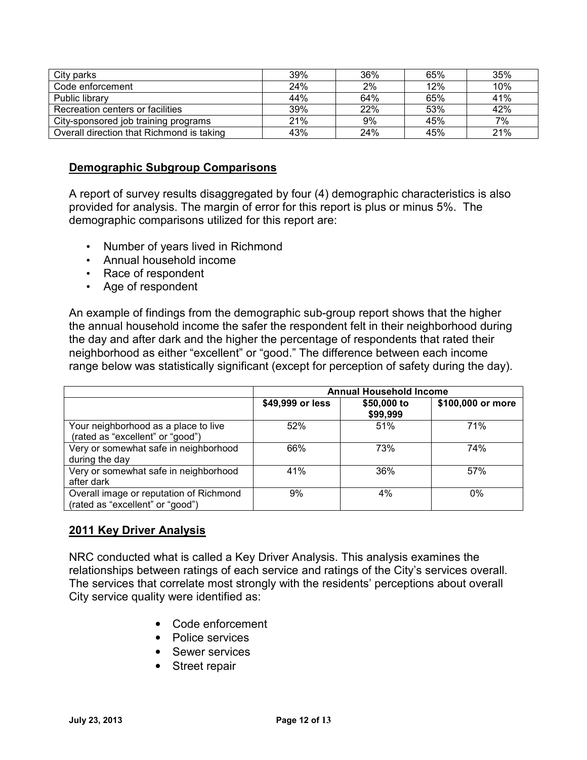| City parks | 39% | 36% | 65% | 35% |
|---|---|---|---|---|
| Code enforcement | 24% | 2% | 12% | 10% |
| Public library | 44% | 64% | 65% | 41% |
| Recreation centers or facilities | 39% | 22% | 53% | 42% |
| City-sponsored job training programs | 21% | 9% | 45% | 7% |
| Overall direction that Richmond is taking | 43% | 24% | 45% | 21% |

## Demographic Subgroup Comparisons

A report of survey results disaggregated by four (4) demographic characteristics is also provided for analysis. The margin of error for this report is plus or minus 5%. The demographic comparisons utilized for this report are:

- Number of years lived in Richmond
- Annual household income
- Race of respondent
- Age of respondent

An example of findings from the demographic sub-group report shows that the higher the annual household income the safer the respondent felt in their neighborhood during the day and after dark and the higher the percentage of respondents that rated their neighborhood as either "excellent" or "good." The difference between each income range below was statistically significant (except for perception of safety during the day).

| | Annual Household Income | | |
|---|---|---|---|
| | $49,999 or less | $50,000 to $99,999 | $100,000 or more |
| Your neighborhood as a place to live (rated as "excellent" or "good") | 52% | 51% | 71% |
| Very or somewhat safe in neighborhood during the day | 66% | 73% | 74% |
| Very or somewhat safe in neighborhood after dark | 41% | 36% | 57% |
| Overall image or reputation of Richmond (rated as "excellent" or "good") | 9% | 4% | 0% |

## 2011 Key Driver Analysis

NRC conducted what is called a Key Driver Analysis. This analysis examines the relationships between ratings of each service and ratings of the City's services overall. The services that correlate most strongly with the residents' perceptions about overall City service quality were identified as:

- Code enforcement
- Police services
- Sewer services
- Street repair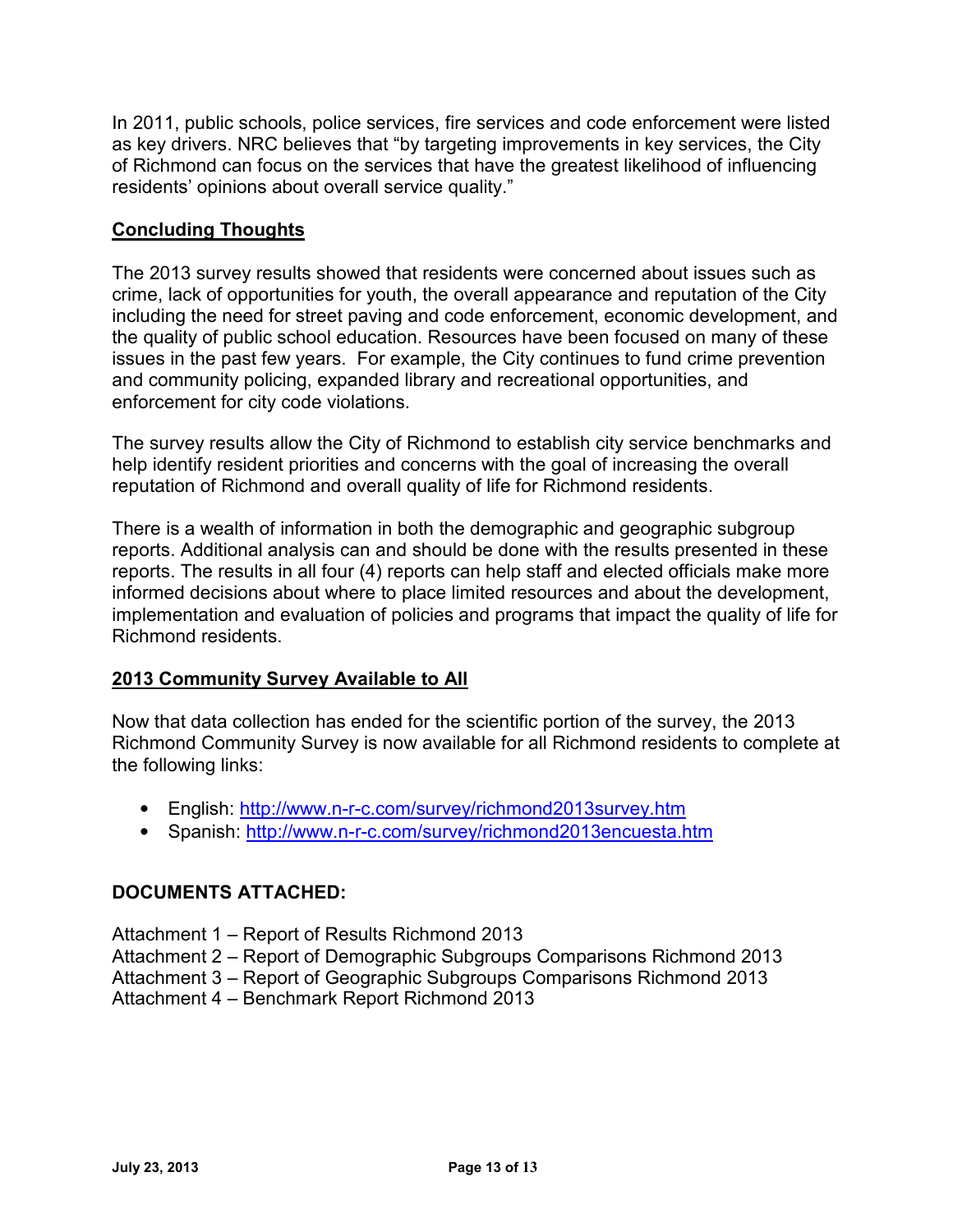In 2011, public schools, police services, fire services and code enforcement were listed as key drivers. NRC believes that "by targeting improvements in key services, the City of Richmond can focus on the services that have the greatest likelihood of influencing residents' opinions about overall service quality."

## Concluding Thoughts

The 2013 survey results showed that residents were concerned about issues such as crime, lack of opportunities for youth, the overall appearance and reputation of the City including the need for street paving and code enforcement, economic development, and the quality of public school education. Resources have been focused on many of these issues in the past few years. For example, the City continues to fund crime prevention and community policing, expanded library and recreational opportunities, and enforcement for city code violations.

The survey results allow the City of Richmond to establish city service benchmarks and help identify resident priorities and concerns with the goal of increasing the overall reputation of Richmond and overall quality of life for Richmond residents.

There is a wealth of information in both the demographic and geographic subgroup reports. Additional analysis can and should be done with the results presented in these reports. The results in all four (4) reports can help staff and elected officials make more informed decisions about where to place limited resources and about the development, implementation and evaluation of policies and programs that impact the quality of life for Richmond residents.

## 2013 Community Survey Available to All

Now that data collection has ended for the scientific portion of the survey, the 2013 Richmond Community Survey is now available for all Richmond residents to complete at the following links:

- English: http://www.n-r-c.com/survey/richmond2013survey.htm
- Spanish: http://www.n-r-c.com/survey/richmond2013encuesta.htm

## DOCUMENTS ATTACHED:

Attachment 1 – Report of Results Richmond 2013
Attachment 2 – Report of Demographic Subgroups Comparisons Richmond 2013
Attachment 3 – Report of Geographic Subgroups Comparisons Richmond 2013
Attachment 4 – Benchmark Report Richmond 2013